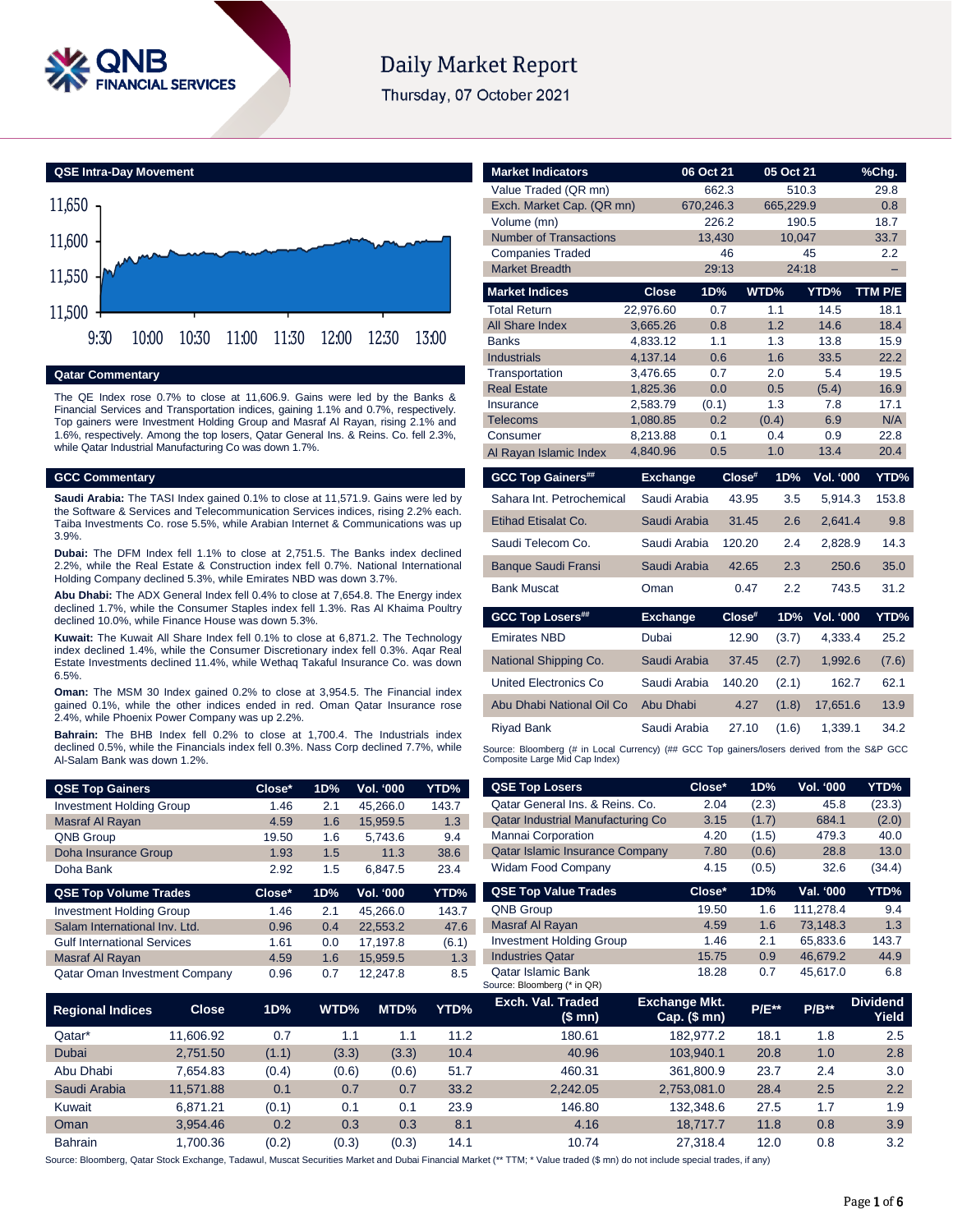# Daily Market Report

Thursday, 07 October 2021

## QSE Intra-Day Movement

## Qatar Commentary

The QE Index rose 0.7% to close at 11,606.9. Gains were led by the Banks & Financial Services and Transportation indices, gaining 1.1% and 0.7%, respectively. Top gainers were Investment Holding Group and Masraf Al Rayan, rising 2.1% and 1.6%, respectively. Among the top losers, Qatar General Ins. & Reins. Co. fell 2.3%, while Qatar Industrial Manufacturing Co was down 1.7%.

## GCC Commentary

**Saudi Arabia:** The TASI Index gained 0.1% to close at 11,571.9. Gains were led by the Software & Services and Telecommunication Services indices, rising 2.2% each. Taiba Investments Co. rose 5.5%, while Arabian Internet & Communications was up 3.9%.

**Dubai:** The DFM Index fell 1.1% to close at 2,751.5. The Banks index declined 2.2%, while the Real Estate & Construction index fell 0.7%. National International Holding Company declined 5.3%, while Emirates NBD was down 3.7%.

**Abu Dhabi:** The ADX General Index fell 0.4% to close at 7,654.8. The Energy index declined 1.7%, while the Consumer Staples index fell 1.3%. Ras Al Khaima Poultry declined 10.0%, while Finance House was down 5.3%.

**Kuwait:** The Kuwait All Share Index fell 0.1% to close at 6,871.2. The Technology index declined 1.4%, while the Consumer Discretionary index fell 0.3%. Aqar Real Estate Investments declined 11.4%, while Wethaq Takaful Insurance Co. was down 6.5%.

**Oman:** The MSM 30 Index gained 0.2% to close at 3,954.5. The Financial index gained 0.1%, while the other indices ended in red. Oman Qatar Insurance rose 2.4%, while Phoenix Power Company was up 2.2%.

**Bahrain:** The BHB Index fell 0.2% to close at 1,700.4. The Industrials index declined 0.5%, while the Financials index fell 0.3%. Nass Corp declined 7.7%, while Al-Salam Bank was down 1.2%.

| QSE Top Gainers | Close* | 1D% | Vol. '000 | YTD% |
|---|---|---|---|---|
| Investment Holding Group | 1.46 | 2.1 | 45,266.0 | 143.7 |
| Masraf Al Rayan | 4.59 | 1.6 | 15,959.5 | 1.3 |
| QNB Group | 19.50 | 1.6 | 5,743.6 | 9.4 |
| Doha Insurance Group | 1.93 | 1.5 | 11.3 | 38.6 |
| Doha Bank | 2.92 | 1.5 | 6,847.5 | 23.4 |

| QSE Top Volume Trades | Close* | 1D% | Vol. '000 | YTD% |
|---|---|---|---|---|
| Investment Holding Group | 1.46 | 2.1 | 45,266.0 | 143.7 |
| Salam International Inv. Ltd. | 0.96 | 0.4 | 22,553.2 | 47.6 |
| Gulf International Services | 1.61 | 0.0 | 17,197.8 | (6.1) |
| Masraf Al Rayan | 4.59 | 1.6 | 15,959.5 | 1.3 |
| Qatar Oman Investment Company | 0.96 | 0.7 | 12,247.8 | 8.5 |

| Market Indicators | 06 Oct 21 | 05 Oct 21 | %Chg. |
|---|---|---|---|
| Value Traded (QR mn) | 662.3 | 510.3 | 29.8 |
| Exch. Market Cap. (QR mn) | 670,246.3 | 665,229.9 | 0.8 |
| Volume (mn) | 226.2 | 190.5 | 18.7 |
| Number of Transactions | 13,430 | 10,047 | 33.7 |
| Companies Traded | 46 | 45 | 2.2 |
| Market Breadth | 29:13 | 24:18 | – |

| Market Indices | Close | 1D% | WTD% | YTD% | TTM P/E |
|---|---|---|---|---|---|
| Total Return | 22,976.60 | 0.7 | 1.1 | 14.5 | 18.1 |
| All Share Index | 3,665.26 | 0.8 | 1.2 | 14.6 | 18.4 |
| Banks | 4,833.12 | 1.1 | 1.3 | 13.8 | 15.9 |
| Industrials | 4,137.14 | 0.6 | 1.6 | 33.5 | 22.2 |
| Transportation | 3,476.65 | 0.7 | 2.0 | 5.4 | 19.5 |
| Real Estate | 1,825.36 | 0.0 | 0.5 | (5.4) | 16.9 |
| Insurance | 2,583.79 | (0.1) | 1.3 | 7.8 | 17.1 |
| Telecoms | 1,080.85 | 0.2 | (0.4) | 6.9 | N/A |
| Consumer | 8,213.88 | 0.1 | 0.4 | 0.9 | 22.8 |
| Al Rayan Islamic Index | 4,840.96 | 0.5 | 1.0 | 13.4 | 20.4 |

| GCC Top Gainers## | Exchange | Close# | 1D% | Vol. '000 | YTD% |
|---|---|---|---|---|---|
| Sahara Int. Petrochemical | Saudi Arabia | 43.95 | 3.5 | 5,914.3 | 153.8 |
| Etihad Etisalat Co. | Saudi Arabia | 31.45 | 2.6 | 2,641.4 | 9.8 |
| Saudi Telecom Co. | Saudi Arabia | 120.20 | 2.4 | 2,828.9 | 14.3 |
| Banque Saudi Fransi | Saudi Arabia | 42.65 | 2.3 | 250.6 | 35.0 |
| Bank Muscat | Oman | 0.47 | 2.2 | 743.5 | 31.2 |

| GCC Top Losers## | Exchange | Close# | 1D% | Vol. '000 | YTD% |
|---|---|---|---|---|---|
| Emirates NBD | Dubai | 12.90 | (3.7) | 4,333.4 | 25.2 |
| National Shipping Co. | Saudi Arabia | 37.45 | (2.7) | 1,992.6 | (7.6) |
| United Electronics Co | Saudi Arabia | 140.20 | (2.1) | 162.7 | 62.1 |
| Abu Dhabi National Oil Co | Abu Dhabi | 4.27 | (1.8) | 17,651.6 | 13.9 |
| Riyad Bank | Saudi Arabia | 27.10 | (1.6) | 1,339.1 | 34.2 |

Source: Bloomberg (# in Local Currency) (## GCC Top gainers/losers derived from the S&P GCC Composite Large Mid Cap Index)

| QSE Top Losers | Close* | 1D% | Vol. '000 | YTD% |
|---|---|---|---|---|
| Qatar General Ins. & Reins. Co. | 2.04 | (2.3) | 45.8 | (23.3) |
| Qatar Industrial Manufacturing Co | 3.15 | (1.7) | 684.1 | (2.0) |
| Mannai Corporation | 4.20 | (1.5) | 479.3 | 40.0 |
| Qatar Islamic Insurance Company | 7.80 | (0.6) | 28.8 | 13.0 |
| Widam Food Company | 4.15 | (0.5) | 32.6 | (34.4) |

| QSE Top Value Trades | Close* | 1D% | Val. '000 | YTD% |
|---|---|---|---|---|
| QNB Group | 19.50 | 1.6 | 111,278.4 | 9.4 |
| Masraf Al Rayan | 4.59 | 1.6 | 73,148.3 | 1.3 |
| Investment Holding Group | 1.46 | 2.1 | 65,833.6 | 143.7 |
| Industries Qatar | 15.75 | 0.9 | 46,679.2 | 44.9 |
| Qatar Islamic Bank | 18.28 | 0.7 | 45,617.0 | 6.8 |

Source: Bloomberg (* in QR)

| Regional Indices | Close | 1D% | WTD% | MTD% | YTD% | Exch. Val. Traded ($ mn) | Exchange Mkt. Cap. ($ mn) | P/E** | P/B** | Dividend Yield |
|---|---|---|---|---|---|---|---|---|---|---|
| Qatar* | 11,606.92 | 0.7 | 1.1 | 1.1 | 11.2 | 180.61 | 182,977.2 | 18.1 | 1.8 | 2.5 |
| Dubai | 2,751.50 | (1.1) | (3.3) | (3.3) | 10.4 | 40.96 | 103,940.1 | 20.8 | 1.0 | 2.8 |
| Abu Dhabi | 7,654.83 | (0.4) | (0.6) | (0.6) | 51.7 | 460.31 | 361,800.9 | 23.7 | 2.4 | 3.0 |
| Saudi Arabia | 11,571.88 | 0.1 | 0.7 | 0.7 | 33.2 | 2,242.05 | 2,753,081.0 | 28.4 | 2.5 | 2.2 |
| Kuwait | 6,871.21 | (0.1) | 0.1 | 0.1 | 23.9 | 146.80 | 132,348.6 | 27.5 | 1.7 | 1.9 |
| Oman | 3,954.46 | 0.2 | 0.3 | 0.3 | 8.1 | 4.16 | 18,717.7 | 11.8 | 0.8 | 3.9 |
| Bahrain | 1,700.36 | (0.2) | (0.3) | (0.3) | 14.1 | 10.74 | 27,318.4 | 12.0 | 0.8 | 3.2 |

Source: Bloomberg, Qatar Stock Exchange, Tadawul, Muscat Securities Market and Dubai Financial Market (** TTM; * Value traded ($ mn) do not include special trades, if any)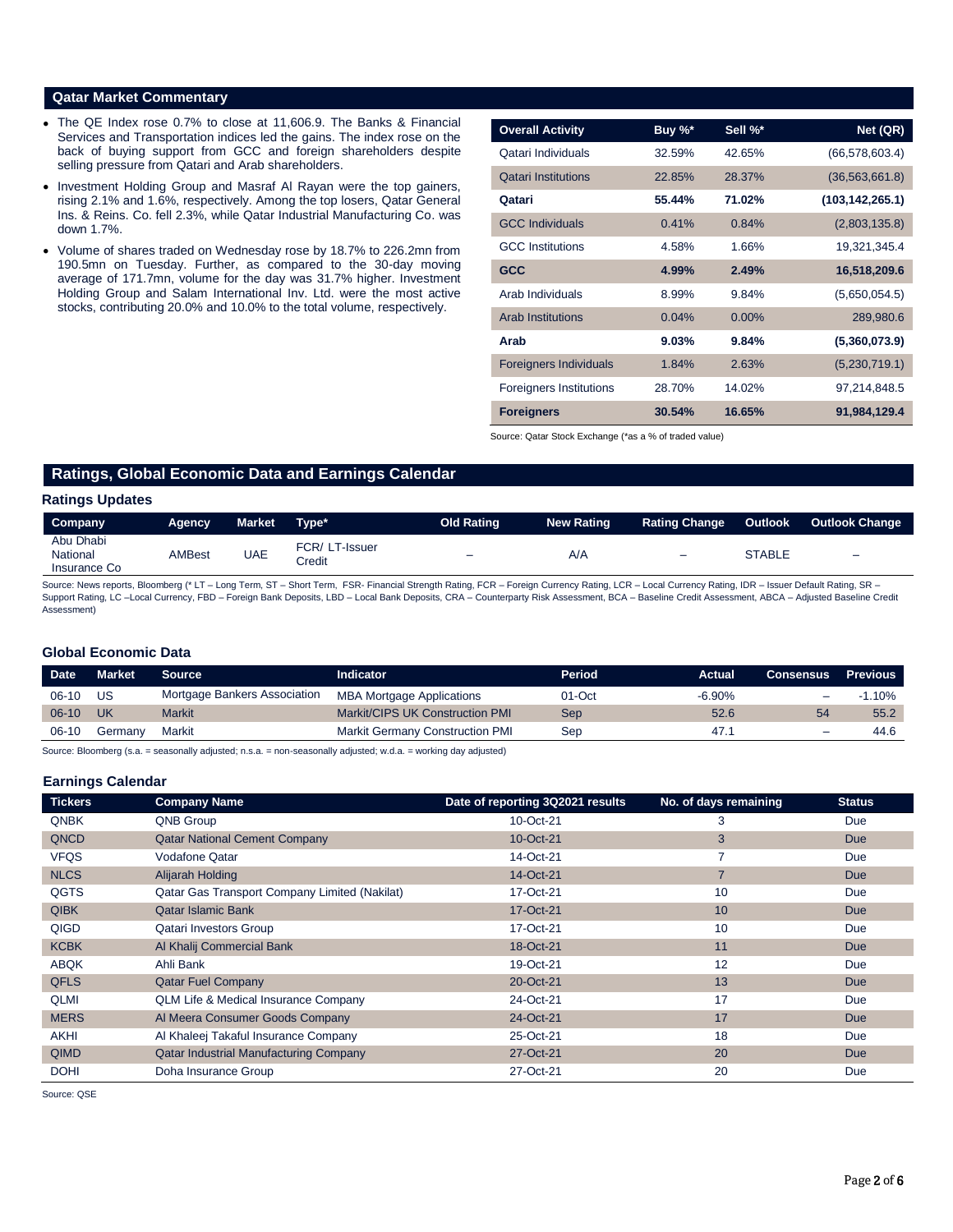## Qatar Market Commentary

- The QE Index rose 0.7% to close at 11,606.9. The Banks & Financial Services and Transportation indices led the gains. The index rose on the back of buying support from GCC and foreign shareholders despite selling pressure from Qatari and Arab shareholders.
- Investment Holding Group and Masraf Al Rayan were the top gainers, rising 2.1% and 1.6%, respectively. Among the top losers, Qatar General Ins. & Reins. Co. fell 2.3%, while Qatar Industrial Manufacturing Co. was down 1.7%.
- Volume of shares traded on Wednesday rose by 18.7% to 226.2mn from 190.5mn on Tuesday. Further, as compared to the 30-day moving average of 171.7mn, volume for the day was 31.7% higher. Investment Holding Group and Salam International Inv. Ltd. were the most active stocks, contributing 20.0% and 10.0% to the total volume, respectively.

| Overall Activity | Buy %* | Sell %* | Net (QR) |
|---|---|---|---|
| Qatari Individuals | 32.59% | 42.65% | (66,578,603.4) |
| Qatari Institutions | 22.85% | 28.37% | (36,563,661.8) |
| **Qatari** | **55.44%** | **71.02%** | **(103,142,265.1)** |
| GCC Individuals | 0.41% | 0.84% | (2,803,135.8) |
| GCC Institutions | 4.58% | 1.66% | 19,321,345.4 |
| **GCC** | **4.99%** | **2.49%** | **16,518,209.6** |
| Arab Individuals | 8.99% | 9.84% | (5,650,054.5) |
| Arab Institutions | 0.04% | 0.00% | 289,980.6 |
| **Arab** | **9.03%** | **9.84%** | **(5,360,073.9)** |
| Foreigners Individuals | 1.84% | 2.63% | (5,230,719.1) |
| Foreigners Institutions | 28.70% | 14.02% | 97,214,848.5 |
| **Foreigners** | **30.54%** | **16.65%** | **91,984,129.4** |

Source: Qatar Stock Exchange (*as a % of traded value)

## Ratings, Global Economic Data and Earnings Calendar

### Ratings Updates

| Company | Agency | Market | Type* | Old Rating | New Rating | Rating Change | Outlook | Outlook Change |
|---|---|---|---|---|---|---|---|---|
| Abu Dhabi National Insurance Co | AMBest | UAE | FCR/ LT-Issuer Credit | – | A/A | – | STABLE | – |

Source: News reports, Bloomberg (* LT – Long Term, ST – Short Term, FSR- Financial Strength Rating, FCR – Foreign Currency Rating, LCR – Local Currency Rating, IDR – Issuer Default Rating, SR – Support Rating, LC –Local Currency, FBD – Foreign Bank Deposits, LBD – Local Bank Deposits, CRA – Counterparty Risk Assessment, BCA – Baseline Credit Assessment, ABCA – Adjusted Baseline Credit Assessment)

### Global Economic Data

| Date | Market | Source | Indicator | Period | Actual | Consensus | Previous |
|---|---|---|---|---|---|---|---|
| 06-10 | US | Mortgage Bankers Association | MBA Mortgage Applications | 01-Oct | -6.90% | – | -1.10% |
| 06-10 | UK | Markit | Markit/CIPS UK Construction PMI | Sep | 52.6 | 54 | 55.2 |
| 06-10 | Germany | Markit | Markit Germany Construction PMI | Sep | 47.1 | – | 44.6 |

Source: Bloomberg (s.a. = seasonally adjusted; n.s.a. = non-seasonally adjusted; w.d.a. = working day adjusted)

### Earnings Calendar

| Tickers | Company Name | Date of reporting 3Q2021 results | No. of days remaining | Status |
|---|---|---|---|---|
| QNBK | QNB Group | 10-Oct-21 | 3 | Due |
| QNCD | Qatar National Cement Company | 10-Oct-21 | 3 | Due |
| VFQS | Vodafone Qatar | 14-Oct-21 | 7 | Due |
| NLCS | Alijarah Holding | 14-Oct-21 | 7 | Due |
| QGTS | Qatar Gas Transport Company Limited (Nakilat) | 17-Oct-21 | 10 | Due |
| QIBK | Qatar Islamic Bank | 17-Oct-21 | 10 | Due |
| QIGD | Qatari Investors Group | 17-Oct-21 | 10 | Due |
| KCBK | Al Khalij Commercial Bank | 18-Oct-21 | 11 | Due |
| ABQK | Ahli Bank | 19-Oct-21 | 12 | Due |
| QFLS | Qatar Fuel Company | 20-Oct-21 | 13 | Due |
| QLMI | QLM Life & Medical Insurance Company | 24-Oct-21 | 17 | Due |
| MERS | Al Meera Consumer Goods Company | 24-Oct-21 | 17 | Due |
| AKHI | Al Khaleej Takaful Insurance Company | 25-Oct-21 | 18 | Due |
| QIMD | Qatar Industrial Manufacturing Company | 27-Oct-21 | 20 | Due |
| DOHI | Doha Insurance Group | 27-Oct-21 | 20 | Due |

Source: QSE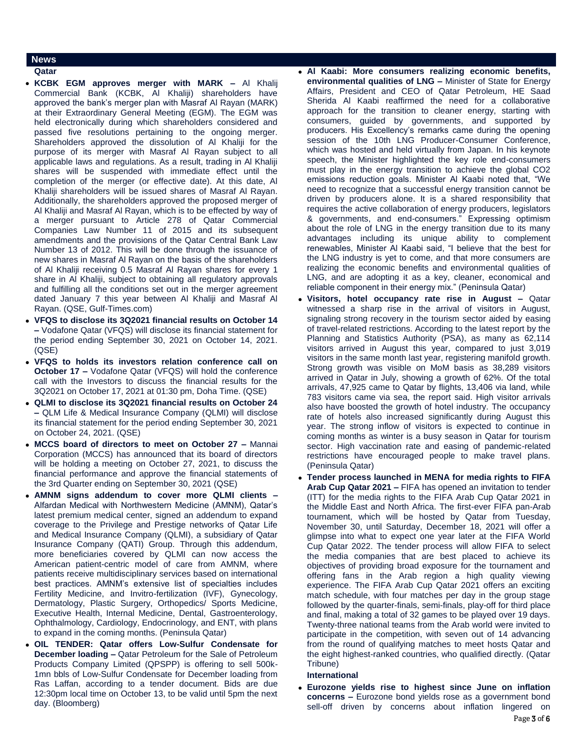## News

### Qatar

- **KCBK EGM approves merger with MARK –** Al Khalij Commercial Bank (KCBK, Al Khaliji) shareholders have approved the bank's merger plan with Masraf Al Rayan (MARK) at their Extraordinary General Meeting (EGM). The EGM was held electronically during which shareholders considered and passed five resolutions pertaining to the ongoing merger. Shareholders approved the dissolution of Al Khaliji for the purpose of its merger with Masraf Al Rayan subject to all applicable laws and regulations. As a result, trading in Al Khaliji shares will be suspended with immediate effect until the completion of the merger (or effective date). At this date, Al Khaliji shareholders will be issued shares of Masraf Al Rayan. Additionally, the shareholders approved the proposed merger of Al Khaliji and Masraf Al Rayan, which is to be effected by way of a merger pursuant to Article 278 of Qatar Commercial Companies Law Number 11 of 2015 and its subsequent amendments and the provisions of the Qatar Central Bank Law Number 13 of 2012. This will be done through the issuance of new shares in Masraf Al Rayan on the basis of the shareholders of Al Khaliji receiving 0.5 Masraf Al Rayan shares for every 1 share in Al Khaliji, subject to obtaining all regulatory approvals and fulfilling all the conditions set out in the merger agreement dated January 7 this year between Al Khaliji and Masraf Al Rayan. (QSE, Gulf-Times.com)
- **VFQS to disclose its 3Q2021 financial results on October 14 –** Vodafone Qatar (VFQS) will disclose its financial statement for the period ending September 30, 2021 on October 14, 2021. (QSE)
- **VFQS to holds its investors relation conference call on October 17 –** Vodafone Qatar (VFQS) will hold the conference call with the Investors to discuss the financial results for the 3Q2021 on October 17, 2021 at 01:30 pm, Doha Time. (QSE)
- **QLMI to disclose its 3Q2021 financial results on October 24 –** QLM Life & Medical Insurance Company (QLMI) will disclose its financial statement for the period ending September 30, 2021 on October 24, 2021. (QSE)
- **MCCS board of directors to meet on October 27 –** Mannai Corporation (MCCS) has announced that its board of directors will be holding a meeting on October 27, 2021, to discuss the financial performance and approve the financial statements of the 3rd Quarter ending on September 30, 2021 (QSE)
- **AMNM signs addendum to cover more QLMI clients –** Alfardan Medical with Northwestern Medicine (AMNM), Qatar's latest premium medical center, signed an addendum to expand coverage to the Privilege and Prestige networks of Qatar Life and Medical Insurance Company (QLMI), a subsidiary of Qatar Insurance Company (QATI) Group. Through this addendum, more beneficiaries covered by QLMI can now access the American patient-centric model of care from AMNM, where patients receive multidisciplinary services based on international best practices. AMNM's extensive list of specialties includes Fertility Medicine, and Invitro-fertilization (IVF), Gynecology, Dermatology, Plastic Surgery, Orthopedics/ Sports Medicine, Executive Health, Internal Medicine, Dental, Gastroenterology, Ophthalmology, Cardiology, Endocrinology, and ENT, with plans to expand in the coming months. (Peninsula Qatar)
- **OIL TENDER: Qatar offers Low-Sulfur Condensate for December loading –** Qatar Petroleum for the Sale of Petroleum Products Company Limited (QPSPP) is offering to sell 500k-1mn bbls of Low-Sulfur Condensate for December loading from Ras Laffan, according to a tender document. Bids are due 12:30pm local time on October 13, to be valid until 5pm the next day. (Bloomberg)
- **Al Kaabi: More consumers realizing economic benefits, environmental qualities of LNG –** Minister of State for Energy Affairs, President and CEO of Qatar Petroleum, HE Saad Sherida Al Kaabi reaffirmed the need for a collaborative approach for the transition to cleaner energy, starting with consumers, guided by governments, and supported by producers. His Excellency's remarks came during the opening session of the 10th LNG Producer-Consumer Conference, which was hosted and held virtually from Japan. In his keynote speech, the Minister highlighted the key role end-consumers must play in the energy transition to achieve the global CO2 emissions reduction goals. Minister Al Kaabi noted that, "We need to recognize that a successful energy transition cannot be driven by producers alone. It is a shared responsibility that requires the active collaboration of energy producers, legislators & governments, and end-consumers." Expressing optimism about the role of LNG in the energy transition due to its many advantages including its unique ability to complement renewables, Minister Al Kaabi said, "I believe that the best for the LNG industry is yet to come, and that more consumers are realizing the economic benefits and environmental qualities of LNG, and are adopting it as a key, cleaner, economical and reliable component in their energy mix." (Peninsula Qatar)
- **Visitors, hotel occupancy rate rise in August –** Qatar witnessed a sharp rise in the arrival of visitors in August, signaling strong recovery in the tourism sector aided by easing of travel-related restrictions. According to the latest report by the Planning and Statistics Authority (PSA), as many as 62,114 visitors arrived in August this year, compared to just 3,019 visitors in the same month last year, registering manifold growth. Strong growth was visible on MoM basis as 38,289 visitors arrived in Qatar in July, showing a growth of 62%. Of the total arrivals, 47,925 came to Qatar by flights, 13,406 via land, while 783 visitors came via sea, the report said. High visitor arrivals also have boosted the growth of hotel industry. The occupancy rate of hotels also increased significantly during August this year. The strong inflow of visitors is expected to continue in coming months as winter is a busy season in Qatar for tourism sector. High vaccination rate and easing of pandemic-related restrictions have encouraged people to make travel plans. (Peninsula Qatar)
- **Tender process launched in MENA for media rights to FIFA Arab Cup Qatar 2021 –** FIFA has opened an invitation to tender (ITT) for the media rights to the FIFA Arab Cup Qatar 2021 in the Middle East and North Africa. The first-ever FIFA pan-Arab tournament, which will be hosted by Qatar from Tuesday, November 30, until Saturday, December 18, 2021 will offer a glimpse into what to expect one year later at the FIFA World Cup Qatar 2022. The tender process will allow FIFA to select the media companies that are best placed to achieve its objectives of providing broad exposure for the tournament and offering fans in the Arab region a high quality viewing experience. The FIFA Arab Cup Qatar 2021 offers an exciting match schedule, with four matches per day in the group stage followed by the quarter-finals, semi-finals, play-off for third place and final, making a total of 32 games to be played over 19 days. Twenty-three national teams from the Arab world were invited to participate in the competition, with seven out of 14 advancing from the round of qualifying matches to meet hosts Qatar and the eight highest-ranked countries, who qualified directly. (Qatar Tribune)

### International

- **Eurozone yields rise to highest since June on inflation concerns –** Eurozone bond yields rose as a government bond sell-off driven by concerns about inflation lingered on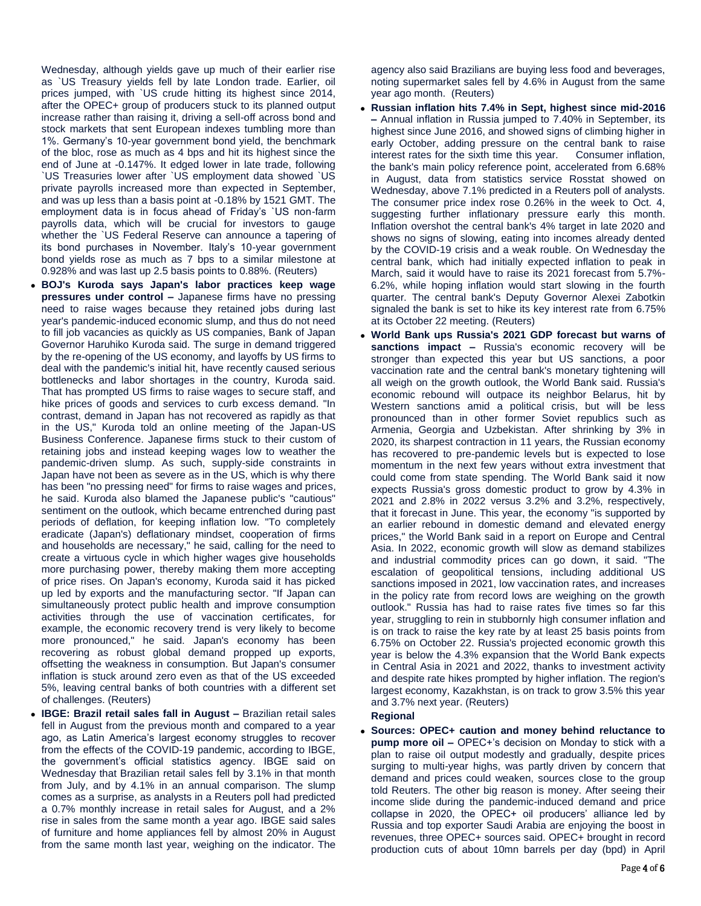Wednesday, although yields gave up much of their earlier rise as `US Treasury yields fell by late London trade. Earlier, oil prices jumped, with `US crude hitting its highest since 2014, after the OPEC+ group of producers stuck to its planned output increase rather than raising it, driving a sell-off across bond and stock markets that sent European indexes tumbling more than 1%. Germany's 10-year government bond yield, the benchmark of the bloc, rose as much as 4 bps and hit its highest since the end of June at -0.147%. It edged lower in late trade, following `US Treasuries lower after `US employment data showed `US private payrolls increased more than expected in September, and was up less than a basis point at -0.18% by 1521 GMT. The employment data is in focus ahead of Friday's `US non-farm payrolls data, which will be crucial for investors to gauge whether the `US Federal Reserve can announce a tapering of its bond purchases in November. Italy's 10-year government bond yields rose as much as 7 bps to a similar milestone at 0.928% and was last up 2.5 basis points to 0.88%. (Reuters)

- **BOJ's Kuroda says Japan's labor practices keep wage pressures under control –** Japanese firms have no pressing need to raise wages because they retained jobs during last year's pandemic-induced economic slump, and thus do not need to fill job vacancies as quickly as US companies, Bank of Japan Governor Haruhiko Kuroda said. The surge in demand triggered by the re-opening of the US economy, and layoffs by US firms to deal with the pandemic's initial hit, have recently caused serious bottlenecks and labor shortages in the country, Kuroda said. That has prompted US firms to raise wages to secure staff, and hike prices of goods and services to curb excess demand. "In contrast, demand in Japan has not recovered as rapidly as that in the US," Kuroda told an online meeting of the Japan-US Business Conference. Japanese firms stuck to their custom of retaining jobs and instead keeping wages low to weather the pandemic-driven slump. As such, supply-side constraints in Japan have not been as severe as in the US, which is why there has been "no pressing need" for firms to raise wages and prices, he said. Kuroda also blamed the Japanese public's "cautious" sentiment on the outlook, which became entrenched during past periods of deflation, for keeping inflation low. "To completely eradicate (Japan's) deflationary mindset, cooperation of firms and households are necessary," he said, calling for the need to create a virtuous cycle in which higher wages give households more purchasing power, thereby making them more accepting of price rises. On Japan's economy, Kuroda said it has picked up led by exports and the manufacturing sector. "If Japan can simultaneously protect public health and improve consumption activities through the use of vaccination certificates, for example, the economic recovery trend is very likely to become more pronounced," he said. Japan's economy has been recovering as robust global demand propped up exports, offsetting the weakness in consumption. But Japan's consumer inflation is stuck around zero even as that of the US exceeded 5%, leaving central banks of both countries with a different set of challenges. (Reuters)
- **IBGE: Brazil retail sales fall in August –** Brazilian retail sales fell in August from the previous month and compared to a year ago, as Latin America's largest economy struggles to recover from the effects of the COVID-19 pandemic, according to IBGE, the government's official statistics agency. IBGE said on Wednesday that Brazilian retail sales fell by 3.1% in that month from July, and by 4.1% in an annual comparison. The slump comes as a surprise, as analysts in a Reuters poll had predicted a 0.7% monthly increase in retail sales for August, and a 2% rise in sales from the same month a year ago. IBGE said sales of furniture and home appliances fell by almost 20% in August from the same month last year, weighing on the indicator. The agency also said Brazilians are buying less food and beverages, noting supermarket sales fell by 4.6% in August from the same year ago month. (Reuters)
- **Russian inflation hits 7.4% in Sept, highest since mid-2016 –** Annual inflation in Russia jumped to 7.40% in September, its highest since June 2016, and showed signs of climbing higher in early October, adding pressure on the central bank to raise interest rates for the sixth time this year. Consumer inflation, the bank's main policy reference point, accelerated from 6.68% in August, data from statistics service Rosstat showed on Wednesday, above 7.1% predicted in a Reuters poll of analysts. The consumer price index rose 0.26% in the week to Oct. 4, suggesting further inflationary pressure early this month. Inflation overshot the central bank's 4% target in late 2020 and shows no signs of slowing, eating into incomes already dented by the COVID-19 crisis and a weak rouble. On Wednesday the central bank, which had initially expected inflation to peak in March, said it would have to raise its 2021 forecast from 5.7%-6.2%, while hoping inflation would start slowing in the fourth quarter. The central bank's Deputy Governor Alexei Zabotkin signaled the bank is set to hike its key interest rate from 6.75% at its October 22 meeting. (Reuters)
- **World Bank ups Russia's 2021 GDP forecast but warns of sanctions impact –** Russia's economic recovery will be stronger than expected this year but US sanctions, a poor vaccination rate and the central bank's monetary tightening will all weigh on the growth outlook, the World Bank said. Russia's economic rebound will outpace its neighbor Belarus, hit by Western sanctions amid a political crisis, but will be less pronounced than in other former Soviet republics such as Armenia, Georgia and Uzbekistan. After shrinking by 3% in 2020, its sharpest contraction in 11 years, the Russian economy has recovered to pre-pandemic levels but is expected to lose momentum in the next few years without extra investment that could come from state spending. The World Bank said it now expects Russia's gross domestic product to grow by 4.3% in 2021 and 2.8% in 2022 versus 3.2% and 3.2%, respectively, that it forecast in June. This year, the economy "is supported by an earlier rebound in domestic demand and elevated energy prices," the World Bank said in a report on Europe and Central Asia. In 2022, economic growth will slow as demand stabilizes and industrial commodity prices can go down, it said. "The escalation of geopolitical tensions, including additional US sanctions imposed in 2021, low vaccination rates, and increases in the policy rate from record lows are weighing on the growth outlook." Russia has had to raise rates five times so far this year, struggling to rein in stubbornly high consumer inflation and is on track to raise the key rate by at least 25 basis points from 6.75% on October 22. Russia's projected economic growth this year is below the 4.3% expansion that the World Bank expects in Central Asia in 2021 and 2022, thanks to investment activity and despite rate hikes prompted by higher inflation. The region's largest economy, Kazakhstan, is on track to grow 3.5% this year and 3.7% next year. (Reuters)

**Regional**

- **Sources: OPEC+ caution and money behind reluctance to pump more oil –** OPEC+'s decision on Monday to stick with a plan to raise oil output modestly and gradually, despite prices surging to multi-year highs, was partly driven by concern that demand and prices could weaken, sources close to the group told Reuters. The other big reason is money. After seeing their income slide during the pandemic-induced demand and price collapse in 2020, the OPEC+ oil producers' alliance led by Russia and top exporter Saudi Arabia are enjoying the boost in revenues, three OPEC+ sources said. OPEC+ brought in record production cuts of about 10mn barrels per day (bpd) in April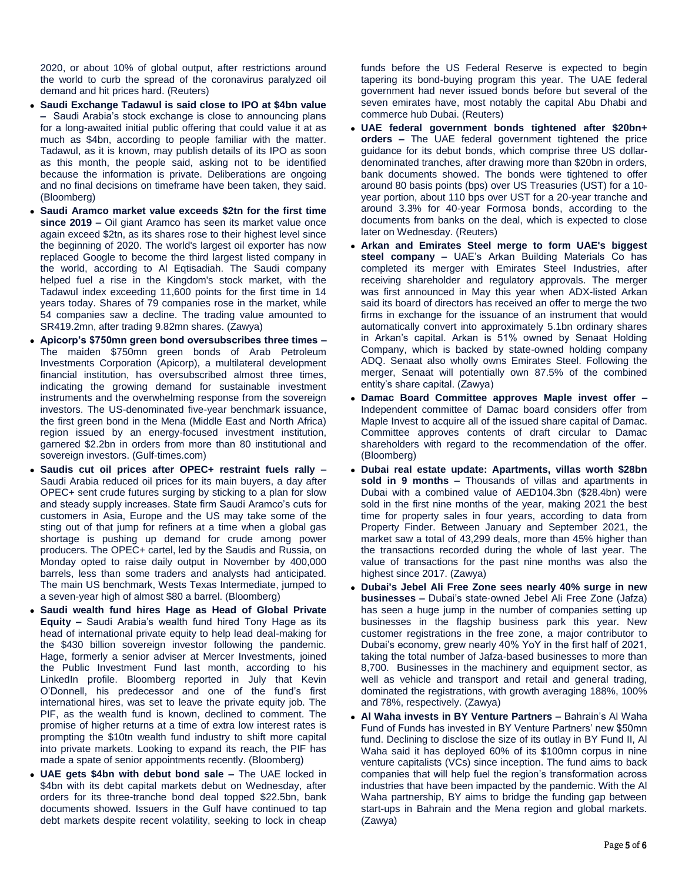2020, or about 10% of global output, after restrictions around the world to curb the spread of the coronavirus paralyzed oil demand and hit prices hard. (Reuters)

- **Saudi Exchange Tadawul is said close to IPO at $4bn value –** Saudi Arabia's stock exchange is close to announcing plans for a long-awaited initial public offering that could value it at as much as $4bn, according to people familiar with the matter. Tadawul, as it is known, may publish details of its IPO as soon as this month, the people said, asking not to be identified because the information is private. Deliberations are ongoing and no final decisions on timeframe have been taken, they said. (Bloomberg)
- **Saudi Aramco market value exceeds $2tn for the first time since 2019 –** Oil giant Aramco has seen its market value once again exceed $2tn, as its shares rose to their highest level since the beginning of 2020. The world's largest oil exporter has now replaced Google to become the third largest listed company in the world, according to Al Eqtisadiah. The Saudi company helped fuel a rise in the Kingdom's stock market, with the Tadawul index exceeding 11,600 points for the first time in 14 years today. Shares of 79 companies rose in the market, while 54 companies saw a decline. The trading value amounted to SR419.2mn, after trading 9.82mn shares. (Zawya)
- **Apicorp's $750mn green bond oversubscribes three times –** The maiden $750mn green bonds of Arab Petroleum Investments Corporation (Apicorp), a multilateral development financial institution, has oversubscribed almost three times, indicating the growing demand for sustainable investment instruments and the overwhelming response from the sovereign investors. The US-denominated five-year benchmark issuance, the first green bond in the Mena (Middle East and North Africa) region issued by an energy-focused investment institution, garnered $2.2bn in orders from more than 80 institutional and sovereign investors. (Gulf-times.com)
- **Saudis cut oil prices after OPEC+ restraint fuels rally –** Saudi Arabia reduced oil prices for its main buyers, a day after OPEC+ sent crude futures surging by sticking to a plan for slow and steady supply increases. State firm Saudi Aramco's cuts for customers in Asia, Europe and the US may take some of the sting out of that jump for refiners at a time when a global gas shortage is pushing up demand for crude among power producers. The OPEC+ cartel, led by the Saudis and Russia, on Monday opted to raise daily output in November by 400,000 barrels, less than some traders and analysts had anticipated. The main US benchmark, Wests Texas Intermediate, jumped to a seven-year high of almost $80 a barrel. (Bloomberg)
- **Saudi wealth fund hires Hage as Head of Global Private Equity –** Saudi Arabia's wealth fund hired Tony Hage as its head of international private equity to help lead deal-making for the $430 billion sovereign investor following the pandemic. Hage, formerly a senior adviser at Mercer Investments, joined the Public Investment Fund last month, according to his LinkedIn profile. Bloomberg reported in July that Kevin O'Donnell, his predecessor and one of the fund's first international hires, was set to leave the private equity job. The PIF, as the wealth fund is known, declined to comment. The promise of higher returns at a time of extra low interest rates is prompting the $10tn wealth fund industry to shift more capital into private markets. Looking to expand its reach, the PIF has made a spate of senior appointments recently. (Bloomberg)
- **UAE gets $4bn with debut bond sale –** The UAE locked in $4bn with its debt capital markets debut on Wednesday, after orders for its three-tranche bond deal topped $22.5bn, bank documents showed. Issuers in the Gulf have continued to tap debt markets despite recent volatility, seeking to lock in cheap funds before the US Federal Reserve is expected to begin tapering its bond-buying program this year. The UAE federal government had never issued bonds before but several of the seven emirates have, most notably the capital Abu Dhabi and commerce hub Dubai. (Reuters)
- **UAE federal government bonds tightened after $20bn+ orders –** The UAE federal government tightened the price guidance for its debut bonds, which comprise three US dollar-denominated tranches, after drawing more than $20bn in orders, bank documents showed. The bonds were tightened to offer around 80 basis points (bps) over US Treasuries (UST) for a 10-year portion, about 110 bps over UST for a 20-year tranche and around 3.3% for 40-year Formosa bonds, according to the documents from banks on the deal, which is expected to close later on Wednesday. (Reuters)
- **Arkan and Emirates Steel merge to form UAE's biggest steel company –** UAE's Arkan Building Materials Co has completed its merger with Emirates Steel Industries, after receiving shareholder and regulatory approvals. The merger was first announced in May this year when ADX-listed Arkan said its board of directors has received an offer to merge the two firms in exchange for the issuance of an instrument that would automatically convert into approximately 5.1bn ordinary shares in Arkan's capital. Arkan is 51% owned by Senaat Holding Company, which is backed by state-owned holding company ADQ. Senaat also wholly owns Emirates Steel. Following the merger, Senaat will potentially own 87.5% of the combined entity's share capital. (Zawya)
- **Damac Board Committee approves Maple invest offer –** Independent committee of Damac board considers offer from Maple Invest to acquire all of the issued share capital of Damac. Committee approves contents of draft circular to Damac shareholders with regard to the recommendation of the offer. (Bloomberg)
- **Dubai real estate update: Apartments, villas worth $28bn sold in 9 months –** Thousands of villas and apartments in Dubai with a combined value of AED104.3bn ($28.4bn) were sold in the first nine months of the year, making 2021 the best time for property sales in four years, according to data from Property Finder. Between January and September 2021, the market saw a total of 43,299 deals, more than 45% higher than the transactions recorded during the whole of last year. The value of transactions for the past nine months was also the highest since 2017. (Zawya)
- **Dubai's Jebel Ali Free Zone sees nearly 40% surge in new businesses –** Dubai's state-owned Jebel Ali Free Zone (Jafza) has seen a huge jump in the number of companies setting up businesses in the flagship business park this year. New customer registrations in the free zone, a major contributor to Dubai's economy, grew nearly 40% YoY in the first half of 2021, taking the total number of Jafza-based businesses to more than 8,700. Businesses in the machinery and equipment sector, as well as vehicle and transport and retail and general trading, dominated the registrations, with growth averaging 188%, 100% and 78%, respectively. (Zawya)
- **Al Waha invests in BY Venture Partners –** Bahrain's Al Waha Fund of Funds has invested in BY Venture Partners' new $50mn fund. Declining to disclose the size of its outlay in BY Fund II, Al Waha said it has deployed 60% of its $100mn corpus in nine venture capitalists (VCs) since inception. The fund aims to back companies that will help fuel the region's transformation across industries that have been impacted by the pandemic. With the Al Waha partnership, BY aims to bridge the funding gap between start-ups in Bahrain and the Mena region and global markets. (Zawya)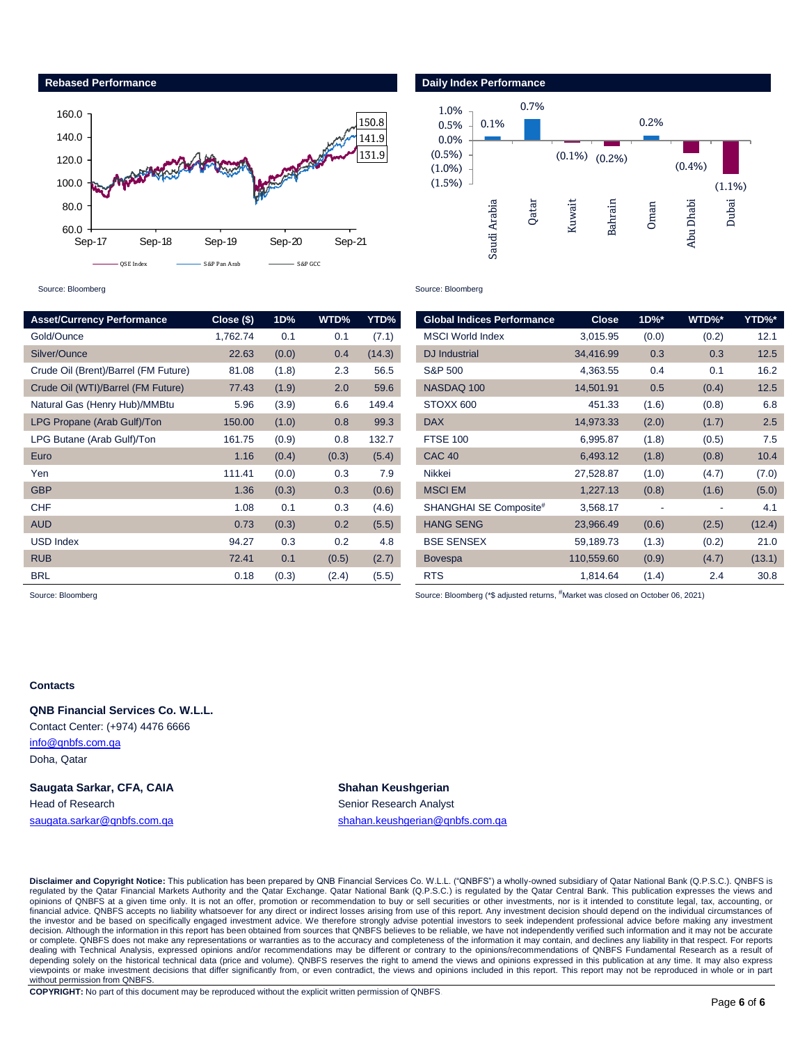**Rebased Performance**

160.0
140.0
120.0
100.0
80.0
60.0

Sep-17 Sep-18 Sep-19 Sep-20 Sep-21

150.8
141.9
131.9

QSE Index S&P Pan Arab S&P GCC

Source: Bloomberg

**Daily Index Performance**

1.0%
0.5%
0.0%
(0.5%)
(1.0%)
(1.5%)

0.1% 0.7% (0.1%) (0.2%) 0.2% (0.4%) (1.1%)

Saudi Arabia Qatar Kuwait Bahrain Oman Abu Dhabi Dubai

Source: Bloomberg

| Asset/Currency Performance | Close ($) | 1D% | WTD% | YTD% |
|---|---|---|---|---|
| Gold/Ounce | 1,762.74 | 0.1 | 0.1 | (7.1) |
| Silver/Ounce | 22.63 | (0.0) | 0.4 | (14.3) |
| Crude Oil (Brent)/Barrel (FM Future) | 81.08 | (1.8) | 2.3 | 56.5 |
| Crude Oil (WTI)/Barrel (FM Future) | 77.43 | (1.9) | 2.0 | 59.6 |
| Natural Gas (Henry Hub)/MMBtu | 5.96 | (3.9) | 6.6 | 149.4 |
| LPG Propane (Arab Gulf)/Ton | 150.00 | (1.0) | 0.8 | 99.3 |
| LPG Butane (Arab Gulf)/Ton | 161.75 | (0.9) | 0.8 | 132.7 |
| Euro | 1.16 | (0.4) | (0.3) | (5.4) |
| Yen | 111.41 | (0.0) | 0.3 | 7.9 |
| GBP | 1.36 | (0.3) | 0.3 | (0.6) |
| CHF | 1.08 | 0.1 | 0.3 | (4.6) |
| AUD | 0.73 | (0.3) | 0.2 | (5.5) |
| USD Index | 94.27 | 0.3 | 0.2 | 4.8 |
| RUB | 72.41 | 0.1 | (0.5) | (2.7) |
| BRL | 0.18 | (0.3) | (2.4) | (5.5) |

Source: Bloomberg

| Global Indices Performance | Close | 1D%* | WTD%* | YTD%* |
|---|---|---|---|---|
| MSCI World Index | 3,015.95 | (0.0) | (0.2) | 12.1 |
| DJ Industrial | 34,416.99 | 0.3 | 0.3 | 12.5 |
| S&P 500 | 4,363.55 | 0.4 | 0.1 | 16.2 |
| NASDAQ 100 | 14,501.91 | 0.5 | (0.4) | 12.5 |
| STOXX 600 | 451.33 | (1.6) | (0.8) | 6.8 |
| DAX | 14,973.33 | (2.0) | (1.7) | 2.5 |
| FTSE 100 | 6,995.87 | (1.8) | (0.5) | 7.5 |
| CAC 40 | 6,493.12 | (1.8) | (0.8) | 10.4 |
| Nikkei | 27,528.87 | (1.0) | (4.7) | (7.0) |
| MSCI EM | 1,227.13 | (0.8) | (1.6) | (5.0) |
| SHANGHAI SE Composite# | 3,568.17 | - | - | 4.1 |
| HANG SENG | 23,966.49 | (0.6) | (2.5) | (12.4) |
| BSE SENSEX | 59,189.73 | (1.3) | (0.2) | 21.0 |
| Bovespa | 110,559.60 | (0.9) | (4.7) | (13.1) |
| RTS | 1,814.64 | (1.4) | 2.4 | 30.8 |

Source: Bloomberg (*$ adjusted returns, #Market was closed on October 06, 2021)

**Contacts**

**QNB Financial Services Co. W.L.L.**
Contact Center: (+974) 4476 6666
info@qnbfs.com.qa
Doha, Qatar

**Saugata Sarkar, CFA, CAIA**
Head of Research
saugata.sarkar@qnbfs.com.qa

**Shahan Keushgerian**
Senior Research Analyst
shahan.keushgerian@qnbfs.com.qa

**Disclaimer and Copyright Notice:** This publication has been prepared by QNB Financial Services Co. W.L.L. ("QNBFS") a wholly-owned subsidiary of Qatar National Bank (Q.P.S.C.). QNBFS is regulated by the Qatar Financial Markets Authority and the Qatar Exchange. Qatar National Bank (Q.P.S.C.) is regulated by the Qatar Central Bank. This publication expresses the views and opinions of QNBFS at a given time only. It is not an offer, promotion or recommendation to buy or sell securities or other investments, nor is it intended to constitute legal, tax, accounting, or financial advice. QNBFS accepts no liability whatsoever for any direct or indirect losses arising from use of this report. Any investment decision should depend on the individual circumstances of the investor and be based on specifically engaged investment advice. We therefore strongly advise potential investors to seek independent professional advice before making any investment decision. Although the information in this report has been obtained from sources that QNBFS believes to be reliable, we have not independently verified such information and it may not be accurate or complete. QNBFS does not make any representations or warranties as to the accuracy and completeness of the information it may contain, and declines any liability in that respect. For reports dealing with Technical Analysis, expressed opinions and/or recommendations may be different or contrary to the opinions/recommendations of QNBFS Fundamental Research as a result of depending solely on the historical technical data (price and volume). QNBFS reserves the right to amend the views and opinions expressed in this publication at any time. It may also express viewpoints or make investment decisions that differ significantly from, or even contradict, the views and opinions included in this report. This report may not be reproduced in whole or in part without permission from QNBFS.

**COPYRIGHT:** No part of this document may be reproduced without the explicit written permission of QNBFS.